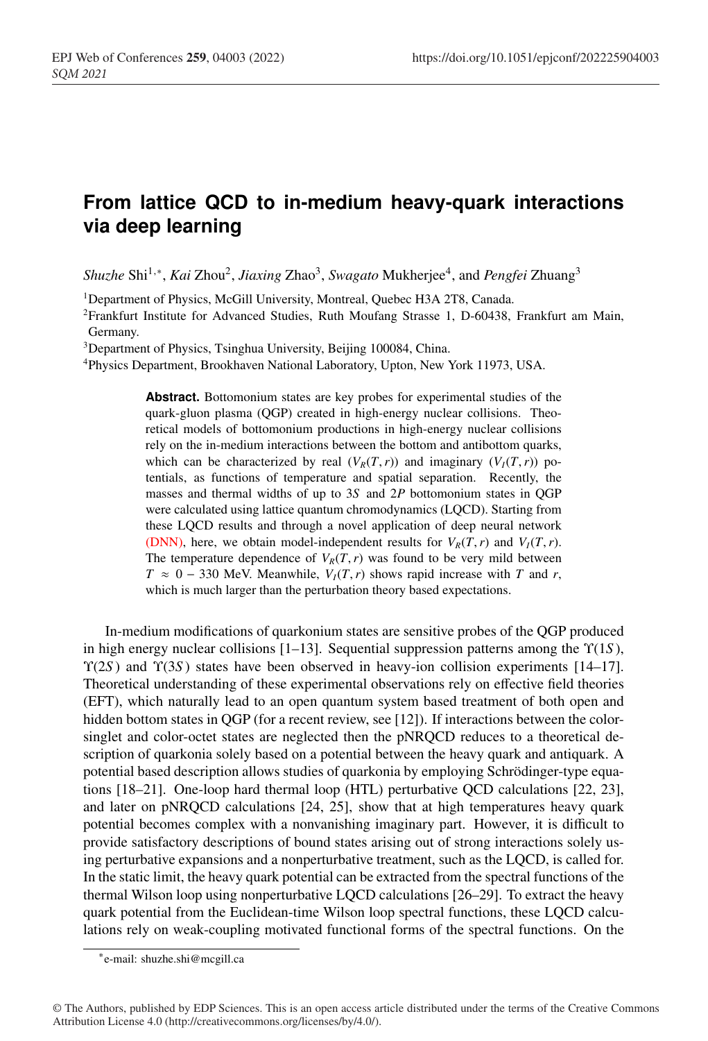# From lattice QCD to in-medium heavy-quark interactions via deep learning

*Shuzhe* Shi[1,*], *Kai* Zhou[2], *Jiaxing* Zhao[3], *Swagato* Mukherjee[4], and *Pengfei* Zhuang[3]

[1]Department of Physics, McGill University, Montreal, Quebec H3A 2T8, Canada.

[2]Frankfurt Institute for Advanced Studies, Ruth Moufang Strasse 1, D-60438, Frankfurt am Main, Germany.

[3]Department of Physics, Tsinghua University, Beijing 100084, China.

[4]Physics Department, Brookhaven National Laboratory, Upton, New York 11973, USA.

**Abstract.** Bottomonium states are key probes for experimental studies of the quark-gluon plasma (QGP) created in high-energy nuclear collisions. Theoretical models of bottomonium productions in high-energy nuclear collisions rely on the in-medium interactions between the bottom and antibottom quarks, which can be characterized by real ($V_R(T,r)$) and imaginary ($V_I(T,r)$) potentials, as functions of temperature and spatial separation. Recently, the masses and thermal widths of up to $3S$ and $2P$ bottomonium states in QGP were calculated using lattice quantum chromodynamics (LQCD). Starting from these LQCD results and through a novel application of deep neural network (DNN), here, we obtain model-independent results for $V_R(T,r)$ and $V_I(T,r)$. The temperature dependence of $V_R(T,r)$ was found to be very mild between $T \approx 0-330$ MeV. Meanwhile, $V_I(T,r)$ shows rapid increase with $T$ and $r$, which is much larger than the perturbation theory based expectations.

In-medium modifications of quarkonium states are sensitive probes of the QGP produced in high energy nuclear collisions [1–13]. Sequential suppression patterns among the $\Upsilon(1S)$, $\Upsilon(2S)$ and $\Upsilon(3S)$ states have been observed in heavy-ion collision experiments [14–17]. Theoretical understanding of these experimental observations rely on effective field theories (EFT), which naturally lead to an open quantum system based treatment of both open and hidden bottom states in QGP (for a recent review, see [12]). If interactions between the color-singlet and color-octet states are neglected then the pNRQCD reduces to a theoretical description of quarkonia solely based on a potential between the heavy quark and antiquark. A potential based description allows studies of quarkonia by employing Schrödinger-type equations [18–21]. One-loop hard thermal loop (HTL) perturbative QCD calculations [22, 23], and later on pNRQCD calculations [24, 25], show that at high temperatures heavy quark potential becomes complex with a nonvanishing imaginary part. However, it is difficult to provide satisfactory descriptions of bound states arising out of strong interactions solely using perturbative expansions and a nonperturbative treatment, such as the LQCD, is called for. In the static limit, the heavy quark potential can be extracted from the spectral functions of the thermal Wilson loop using nonperturbative LQCD calculations [26–29]. To extract the heavy quark potential from the Euclidean-time Wilson loop spectral functions, these LQCD calculations rely on weak-coupling motivated functional forms of the spectral functions. On the

*e-mail: shuzhe.shi@mcgill.ca

© The Authors, published by EDP Sciences. This is an open access article distributed under the terms of the Creative Commons Attribution License 4.0 (http://creativecommons.org/licenses/by/4.0/).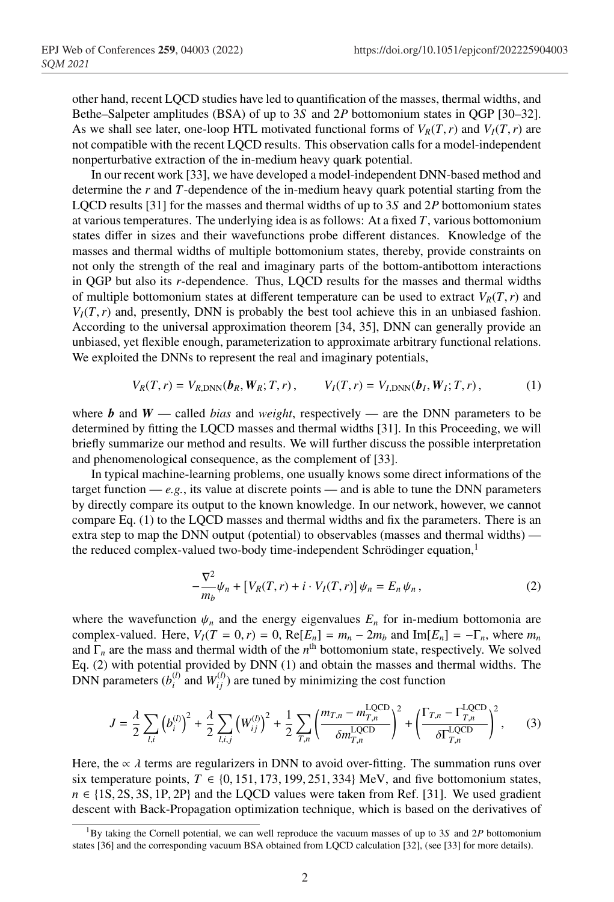other hand, recent LQCD studies have led to quantification of the masses, thermal widths, and Bethe–Salpeter amplitudes (BSA) of up to $3S$ and $2P$ bottomonium states in QGP [30–32]. As we shall see later, one-loop HTL motivated functional forms of $V_R(T, r)$ and $V_I(T, r)$ are not compatible with the recent LQCD results. This observation calls for a model-independent nonperturbative extraction of the in-medium heavy quark potential.

In our recent work [33], we have developed a model-independent DNN-based method and determine the $r$ and $T$-dependence of the in-medium heavy quark potential starting from the LQCD results [31] for the masses and thermal widths of up to $3S$ and $2P$ bottomonium states at various temperatures. The underlying idea is as follows: At a fixed $T$, various bottomonium states differ in sizes and their wavefunctions probe different distances. Knowledge of the masses and thermal widths of multiple bottomonium states, thereby, provide constraints on not only the strength of the real and imaginary parts of the bottom-antibottom interactions in QGP but also its $r$-dependence. Thus, LQCD results for the masses and thermal widths of multiple bottomonium states at different temperature can be used to extract $V_R(T, r)$ and $V_I(T, r)$ and, presently, DNN is probably the best tool achieve this in an unbiased fashion. According to the universal approximation theorem [34, 35], DNN can generally provide an unbiased, yet flexible enough, parameterization to approximate arbitrary functional relations. We exploited the DNNs to represent the real and imaginary potentials,

$$V_R(T, r) = V_{R,\mathrm{DNN}}(\boldsymbol{b}_R, \boldsymbol{W}_R; T, r), \qquad V_I(T, r) = V_{I,\mathrm{DNN}}(\boldsymbol{b}_I, \boldsymbol{W}_I; T, r), \tag{1}$$

where $\boldsymbol{b}$ and $\boldsymbol{W}$ — called *bias* and *weight*, respectively — are the DNN parameters to be determined by fitting the LQCD masses and thermal widths [31]. In this Proceeding, we will briefly summarize our method and results. We will further discuss the possible interpretation and phenomenological consequence, as the complement of [33].

In typical machine-learning problems, one usually knows some direct informations of the target function — *e.g.*, its value at discrete points — and is able to tune the DNN parameters by directly compare its output to the known knowledge. In our network, however, we cannot compare Eq. (1) to the LQCD masses and thermal widths and fix the parameters. There is an extra step to map the DNN output (potential) to observables (masses and thermal widths) — the reduced complex-valued two-body time-independent Schrödinger equation,[1]

$$-\frac{\nabla^2}{m_b}\psi_n + \left[V_R(T, r) + i \cdot V_I(T, r)\right]\psi_n = E_n\,\psi_n\,, \tag{2}$$

where the wavefunction $\psi_n$ and the energy eigenvalues $E_n$ for in-medium bottomonia are complex-valued. Here, $V_I(T = 0, r) = 0$, $\mathrm{Re}[E_n] = m_n - 2m_b$ and $\mathrm{Im}[E_n] = -\Gamma_n$, where $m_n$ and $\Gamma_n$ are the mass and thermal width of the $n^{\text{th}}$ bottomonium state, respectively. We solved Eq. (2) with potential provided by DNN (1) and obtain the masses and thermal widths. The DNN parameters ($b_i^{(l)}$ and $W_{ij}^{(l)}$) are tuned by minimizing the cost function

$$J = \frac{\lambda}{2}\sum_{l,i}\left(b_i^{(l)}\right)^2 + \frac{\lambda}{2}\sum_{l,i,j}\left(W_{ij}^{(l)}\right)^2 + \frac{1}{2}\sum_{T,n}\left(\frac{m_{T,n} - m_{T,n}^{\mathrm{LQCD}}}{\delta m_{T,n}^{\mathrm{LQCD}}}\right)^2 + \left(\frac{\Gamma_{T,n} - \Gamma_{T,n}^{\mathrm{LQCD}}}{\delta \Gamma_{T,n}^{\mathrm{LQCD}}}\right)^2, \tag{3}$$

Here, the $\propto \lambda$ terms are regularizers in DNN to avoid over-fitting. The summation runs over six temperature points, $T \in \{0, 151, 173, 199, 251, 334\}$ MeV, and five bottomonium states, $n \in \{1S, 2S, 3S, 1P, 2P\}$ and the LQCD values were taken from Ref. [31]. We used gradient descent with Back-Propagation optimization technique, which is based on the derivatives of

[1] By taking the Cornell potential, we can well reproduce the vacuum masses of up to $3S$ and $2P$ bottomonium states [36] and the corresponding vacuum BSA obtained from LQCD calculation [32], (see [33] for more details).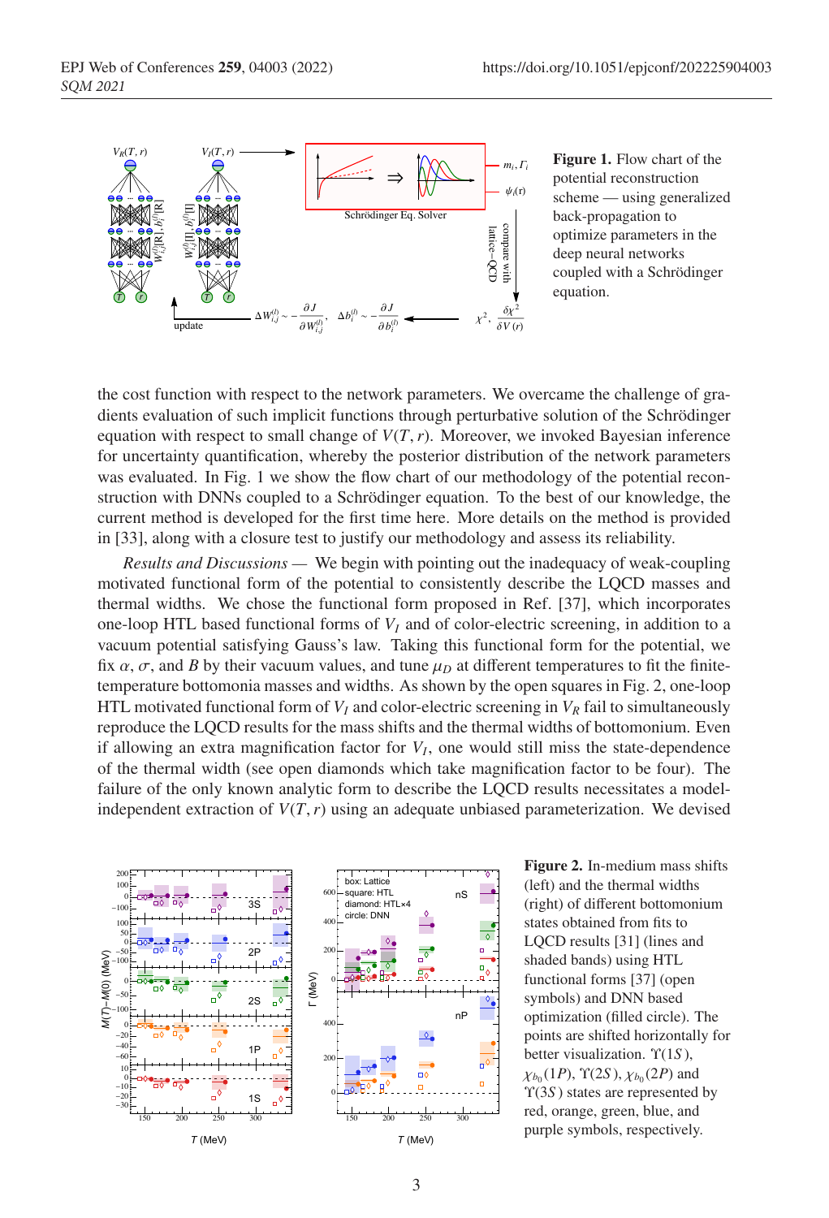**Figure 1.** Flow chart of the potential reconstruction scheme — using generalized back-propagation to optimize parameters in the deep neural networks coupled with a Schrödinger equation.

the cost function with respect to the network parameters. We overcame the challenge of gradients evaluation of such implicit functions through perturbative solution of the Schrödinger equation with respect to small change of $V(T,r)$. Moreover, we invoked Bayesian inference for uncertainty quantification, whereby the posterior distribution of the network parameters was evaluated. In Fig. 1 we show the flow chart of our methodology of the potential reconstruction with DNNs coupled to a Schrödinger equation. To the best of our knowledge, the current method is developed for the first time here. More details on the method is provided in [33], along with a closure test to justify our methodology and assess its reliability.

*Results and Discussions —* We begin with pointing out the inadequacy of weak-coupling motivated functional form of the potential to consistently describe the LQCD masses and thermal widths. We chose the functional form proposed in Ref. [37], which incorporates one-loop HTL based functional forms of $V_I$ and of color-electric screening, in addition to a vacuum potential satisfying Gauss's law. Taking this functional form for the potential, we fix $\alpha$, $\sigma$, and $B$ by their vacuum values, and tune $\mu_D$ at different temperatures to fit the finite-temperature bottomonia masses and widths. As shown by the open squares in Fig. 2, one-loop HTL motivated functional form of $V_I$ and color-electric screening in $V_R$ fail to simultaneously reproduce the LQCD results for the mass shifts and the thermal widths of bottomonium. Even if allowing an extra magnification factor for $V_I$, one would still miss the state-dependence of the thermal width (see open diamonds which take magnification factor to be four). The failure of the only known analytic form to describe the LQCD results necessitates a model-independent extraction of $V(T,r)$ using an adequate unbiased parameterization. We devised

**Figure 2.** In-medium mass shifts (left) and the thermal widths (right) of different bottomonium states obtained from fits to LQCD results [31] (lines and shaded bands) using HTL functional forms [37] (open symbols) and DNN based optimization (filled circle). The points are shifted horizontally for better visualization. $\Upsilon(1S)$, $\chi_{b_0}(1P)$, $\Upsilon(2S)$, $\chi_{b_0}(2P)$ and $\Upsilon(3S)$ states are represented by red, orange, green, blue, and purple symbols, respectively.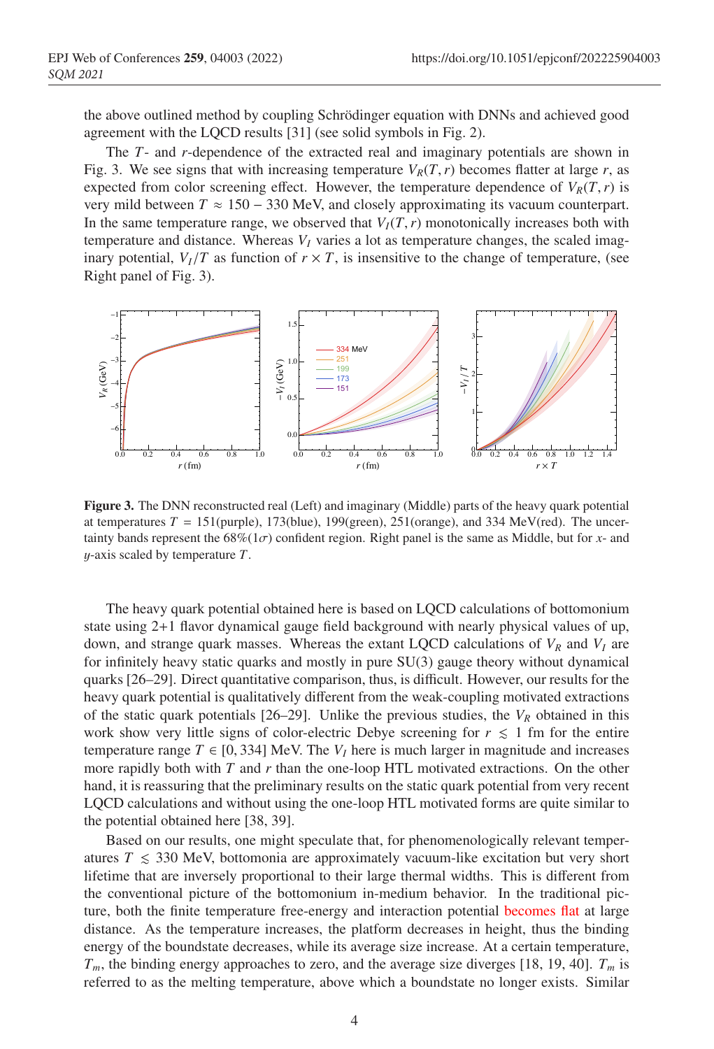the above outlined method by coupling Schrödinger equation with DNNs and achieved good agreement with the LQCD results [31] (see solid symbols in Fig. 2).

The $T$- and $r$-dependence of the extracted real and imaginary potentials are shown in Fig. 3. We see signs that with increasing temperature $V_R(T,r)$ becomes flatter at large $r$, as expected from color screening effect. However, the temperature dependence of $V_R(T,r)$ is very mild between $T \approx 150-330$ MeV, and closely approximating its vacuum counterpart. In the same temperature range, we observed that $V_I(T,r)$ monotonically increases both with temperature and distance. Whereas $V_I$ varies a lot as temperature changes, the scaled imaginary potential, $V_I/T$ as function of $r \times T$, is insensitive to the change of temperature, (see Right panel of Fig. 3).

**Figure 3.** The DNN reconstructed real (Left) and imaginary (Middle) parts of the heavy quark potential at temperatures $T$ = 151(purple), 173(blue), 199(green), 251(orange), and 334 MeV(red). The uncertainty bands represent the 68%(1$\sigma$) confident region. Right panel is the same as Middle, but for $x$- and $y$-axis scaled by temperature $T$.

The heavy quark potential obtained here is based on LQCD calculations of bottomonium state using 2+1 flavor dynamical gauge field background with nearly physical values of up, down, and strange quark masses. Whereas the extant LQCD calculations of $V_R$ and $V_I$ are for infinitely heavy static quarks and mostly in pure SU(3) gauge theory without dynamical quarks [26–29]. Direct quantitative comparison, thus, is difficult. However, our results for the heavy quark potential is qualitatively different from the weak-coupling motivated extractions of the static quark potentials [26–29]. Unlike the previous studies, the $V_R$ obtained in this work show very little signs of color-electric Debye screening for $r \lesssim 1$ fm for the entire temperature range $T \in [0, 334]$ MeV. The $V_I$ here is much larger in magnitude and increases more rapidly both with $T$ and $r$ than the one-loop HTL motivated extractions. On the other hand, it is reassuring that the preliminary results on the static quark potential from very recent LQCD calculations and without using the one-loop HTL motivated forms are quite similar to the potential obtained here [38, 39].

Based on our results, one might speculate that, for phenomenologically relevant temperatures $T \lesssim 330$ MeV, bottomonia are approximately vacuum-like excitation but very short lifetime that are inversely proportional to their large thermal widths. This is different from the conventional picture of the bottomonium in-medium behavior. In the traditional picture, both the finite temperature free-energy and interaction potential becomes flat at large distance. As the temperature increases, the platform decreases in height, thus the binding energy of the boundstate decreases, while its average size increase. At a certain temperature, $T_m$, the binding energy approaches to zero, and the average size diverges [18, 19, 40]. $T_m$ is referred to as the melting temperature, above which a boundstate no longer exists. Similar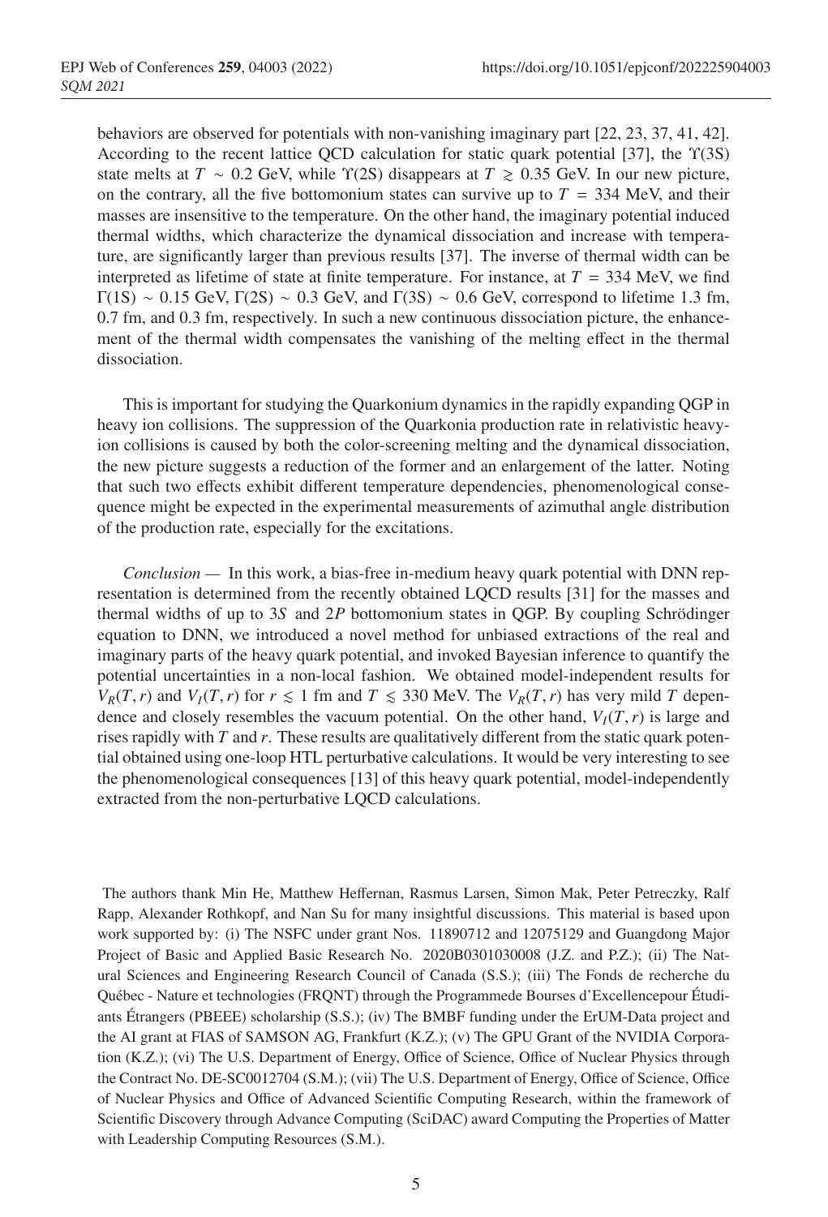behaviors are observed for potentials with non-vanishing imaginary part [22, 23, 37, 41, 42]. According to the recent lattice QCD calculation for static quark potential [37], the $\Upsilon(3S)$ state melts at $T \sim 0.2$ GeV, while $\Upsilon(2S)$ disappears at $T \gtrsim 0.35$ GeV. In our new picture, on the contrary, all the five bottomonium states can survive up to $T = 334$ MeV, and their masses are insensitive to the temperature. On the other hand, the imaginary potential induced thermal widths, which characterize the dynamical dissociation and increase with temperature, are significantly larger than previous results [37]. The inverse of thermal width can be interpreted as lifetime of state at finite temperature. For instance, at $T = 334$ MeV, we find $\Gamma(1S) \sim 0.15$ GeV, $\Gamma(2S) \sim 0.3$ GeV, and $\Gamma(3S) \sim 0.6$ GeV, correspond to lifetime 1.3 fm, 0.7 fm, and 0.3 fm, respectively. In such a new continuous dissociation picture, the enhancement of the thermal width compensates the vanishing of the melting effect in the thermal dissociation.

This is important for studying the Quarkonium dynamics in the rapidly expanding QGP in heavy ion collisions. The suppression of the Quarkonia production rate in relativistic heavy-ion collisions is caused by both the color-screening melting and the dynamical dissociation, the new picture suggests a reduction of the former and an enlargement of the latter. Noting that such two effects exhibit different temperature dependencies, phenomenological consequence might be expected in the experimental measurements of azimuthal angle distribution of the production rate, especially for the excitations.

*Conclusion* — In this work, a bias-free in-medium heavy quark potential with DNN representation is determined from the recently obtained LQCD results [31] for the masses and thermal widths of up to $3S$ and $2P$ bottomonium states in QGP. By coupling Schrödinger equation to DNN, we introduced a novel method for unbiased extractions of the real and imaginary parts of the heavy quark potential, and invoked Bayesian inference to quantify the potential uncertainties in a non-local fashion. We obtained model-independent results for $V_R(T, r)$ and $V_I(T, r)$ for $r \lesssim 1$ fm and $T \lesssim 330$ MeV. The $V_R(T, r)$ has very mild $T$ dependence and closely resembles the vacuum potential. On the other hand, $V_I(T, r)$ is large and rises rapidly with $T$ and $r$. These results are qualitatively different from the static quark potential obtained using one-loop HTL perturbative calculations. It would be very interesting to see the phenomenological consequences [13] of this heavy quark potential, model-independently extracted from the non-perturbative LQCD calculations.

The authors thank Min He, Matthew Heffernan, Rasmus Larsen, Simon Mak, Peter Petreczky, Ralf Rapp, Alexander Rothkopf, and Nan Su for many insightful discussions. This material is based upon work supported by: (i) The NSFC under grant Nos. 11890712 and 12075129 and Guangdong Major Project of Basic and Applied Basic Research No. 2020B0301030008 (J.Z. and P.Z.); (ii) The Natural Sciences and Engineering Research Council of Canada (S.S.); (iii) The Fonds de recherche du Québec - Nature et technologies (FRQNT) through the Programmede Bourses d'Excellencepour Étudiants Étrangers (PBEEE) scholarship (S.S.); (iv) The BMBF funding under the ErUM-Data project and the AI grant at FIAS of SAMSON AG, Frankfurt (K.Z.); (v) The GPU Grant of the NVIDIA Corporation (K.Z.); (vi) The U.S. Department of Energy, Office of Science, Office of Nuclear Physics through the Contract No. DE-SC0012704 (S.M.); (vii) The U.S. Department of Energy, Office of Science, Office of Nuclear Physics and Office of Advanced Scientific Computing Research, within the framework of Scientific Discovery through Advance Computing (SciDAC) award Computing the Properties of Matter with Leadership Computing Resources (S.M.).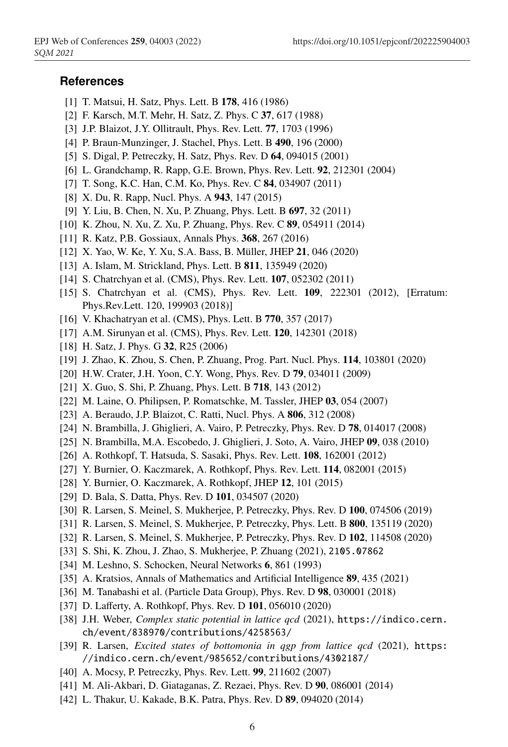## References

[1] T. Matsui, H. Satz, Phys. Lett. B **178**, 416 (1986)

[2] F. Karsch, M.T. Mehr, H. Satz, Z. Phys. C **37**, 617 (1988)

[3] J.P. Blaizot, J.Y. Ollitrault, Phys. Rev. Lett. **77**, 1703 (1996)

[4] P. Braun-Munzinger, J. Stachel, Phys. Lett. B **490**, 196 (2000)

[5] S. Digal, P. Petreczky, H. Satz, Phys. Rev. D **64**, 094015 (2001)

[6] L. Grandchamp, R. Rapp, G.E. Brown, Phys. Rev. Lett. **92**, 212301 (2004)

[7] T. Song, K.C. Han, C.M. Ko, Phys. Rev. C **84**, 034907 (2011)

[8] X. Du, R. Rapp, Nucl. Phys. A **943**, 147 (2015)

[9] Y. Liu, B. Chen, N. Xu, P. Zhuang, Phys. Lett. B **697**, 32 (2011)

[10] K. Zhou, N. Xu, Z. Xu, P. Zhuang, Phys. Rev. C **89**, 054911 (2014)

[11] R. Katz, P.B. Gossiaux, Annals Phys. **368**, 267 (2016)

[12] X. Yao, W. Ke, Y. Xu, S.A. Bass, B. Müller, JHEP **21**, 046 (2020)

[13] A. Islam, M. Strickland, Phys. Lett. B **811**, 135949 (2020)

[14] S. Chatrchyan et al. (CMS), Phys. Rev. Lett. **107**, 052302 (2011)

[15] S. Chatrchyan et al. (CMS), Phys. Rev. Lett. **109**, 222301 (2012), [Erratum: Phys.Rev.Lett. 120, 199903 (2018)]

[16] V. Khachatryan et al. (CMS), Phys. Lett. B **770**, 357 (2017)

[17] A.M. Sirunyan et al. (CMS), Phys. Rev. Lett. **120**, 142301 (2018)

[18] H. Satz, J. Phys. G **32**, R25 (2006)

[19] J. Zhao, K. Zhou, S. Chen, P. Zhuang, Prog. Part. Nucl. Phys. **114**, 103801 (2020)

[20] H.W. Crater, J.H. Yoon, C.Y. Wong, Phys. Rev. D **79**, 034011 (2009)

[21] X. Guo, S. Shi, P. Zhuang, Phys. Lett. B **718**, 143 (2012)

[22] M. Laine, O. Philipsen, P. Romatschke, M. Tassler, JHEP **03**, 054 (2007)

[23] A. Beraudo, J.P. Blaizot, C. Ratti, Nucl. Phys. A **806**, 312 (2008)

[24] N. Brambilla, J. Ghiglieri, A. Vairo, P. Petreczky, Phys. Rev. D **78**, 014017 (2008)

[25] N. Brambilla, M.A. Escobedo, J. Ghiglieri, J. Soto, A. Vairo, JHEP **09**, 038 (2010)

[26] A. Rothkopf, T. Hatsuda, S. Sasaki, Phys. Rev. Lett. **108**, 162001 (2012)

[27] Y. Burnier, O. Kaczmarek, A. Rothkopf, Phys. Rev. Lett. **114**, 082001 (2015)

[28] Y. Burnier, O. Kaczmarek, A. Rothkopf, JHEP **12**, 101 (2015)

[29] D. Bala, S. Datta, Phys. Rev. D **101**, 034507 (2020)

[30] R. Larsen, S. Meinel, S. Mukherjee, P. Petreczky, Phys. Rev. D **100**, 074506 (2019)

[31] R. Larsen, S. Meinel, S. Mukherjee, P. Petreczky, Phys. Lett. B **800**, 135119 (2020)

[32] R. Larsen, S. Meinel, S. Mukherjee, P. Petreczky, Phys. Rev. D **102**, 114508 (2020)

[33] S. Shi, K. Zhou, J. Zhao, S. Mukherjee, P. Zhuang (2021), 2105.07862

[34] M. Leshno, S. Schocken, Neural Networks **6**, 861 (1993)

[35] A. Kratsios, Annals of Mathematics and Artificial Intelligence **89**, 435 (2021)

[36] M. Tanabashi et al. (Particle Data Group), Phys. Rev. D **98**, 030001 (2018)

[37] D. Lafferty, A. Rothkopf, Phys. Rev. D **101**, 056010 (2020)

[38] J.H. Weber, *Complex static potential in lattice qcd* (2021), https://indico.cern.ch/event/838970/contributions/4258563/

[39] R. Larsen, *Excited states of bottomonia in qgp from lattice qcd* (2021), https://indico.cern.ch/event/985652/contributions/4302187/

[40] A. Mocsy, P. Petreczky, Phys. Rev. Lett. **99**, 211602 (2007)

[41] M. Ali-Akbari, D. Giataganas, Z. Rezaei, Phys. Rev. D **90**, 086001 (2014)

[42] L. Thakur, U. Kakade, B.K. Patra, Phys. Rev. D **89**, 094020 (2014)